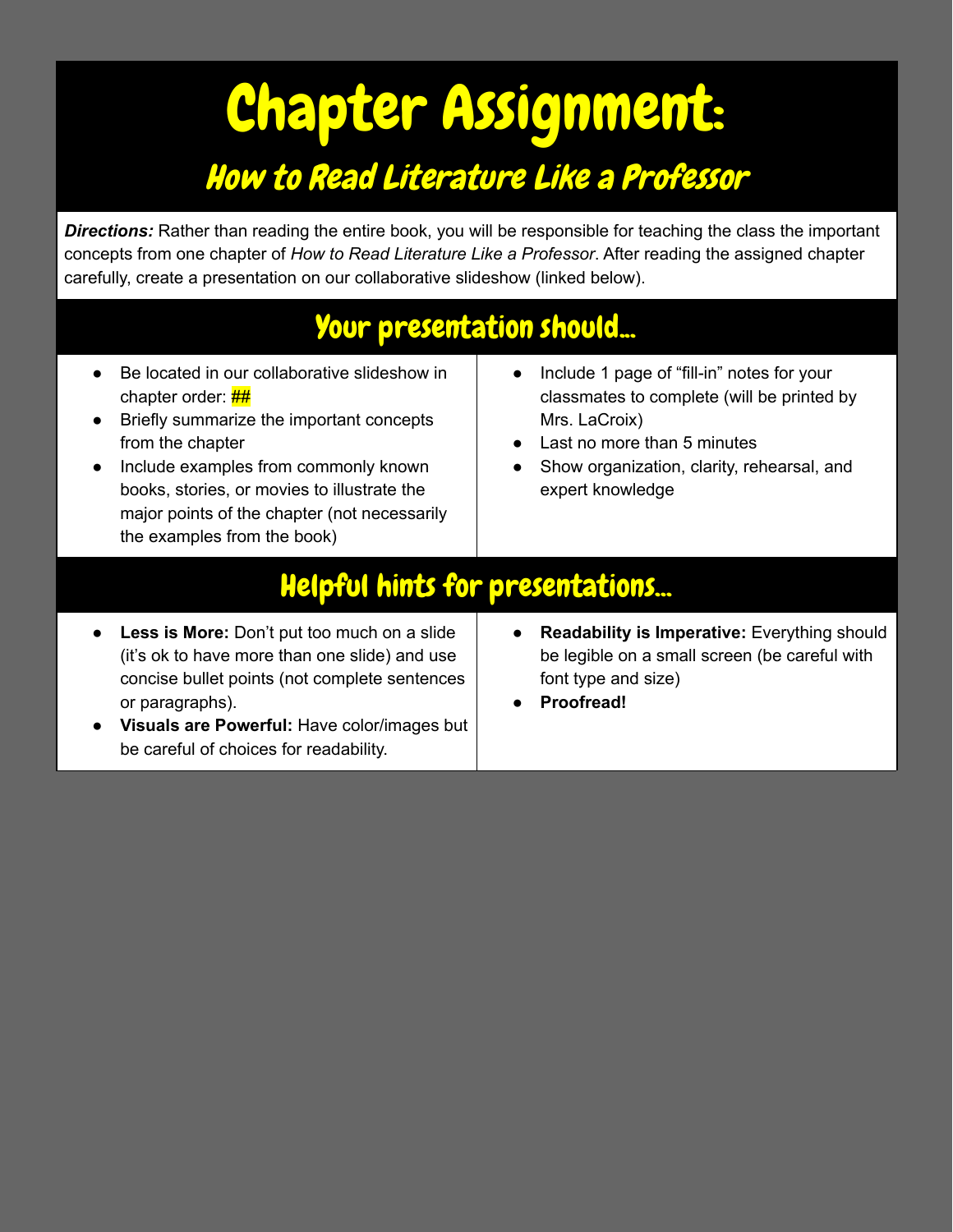# Chapter Assignment:

## *How to Read Literature Like a Professor*

***Directions:*** Rather than reading the entire book, you will be responsible for teaching the class the important concepts from one chapter of *How to Read Literature Like a Professor*. After reading the assigned chapter carefully, create a presentation on our collaborative slideshow (linked below).

## Your presentation should...

- Be located in our collaborative slideshow in chapter order: ##
- Briefly summarize the important concepts from the chapter
- Include examples from commonly known books, stories, or movies to illustrate the major points of the chapter (not necessarily the examples from the book)
- Include 1 page of "fill-in" notes for your classmates to complete (will be printed by Mrs. LaCroix)
- Last no more than 5 minutes
- Show organization, clarity, rehearsal, and expert knowledge

## Helpful hints for presentations...

- **Less is More:** Don't put too much on a slide (it's ok to have more than one slide) and use concise bullet points (not complete sentences or paragraphs).
- **Visuals are Powerful:** Have color/images but be careful of choices for readability.
- **Readability is Imperative:** Everything should be legible on a small screen (be careful with font type and size)
- **Proofread!**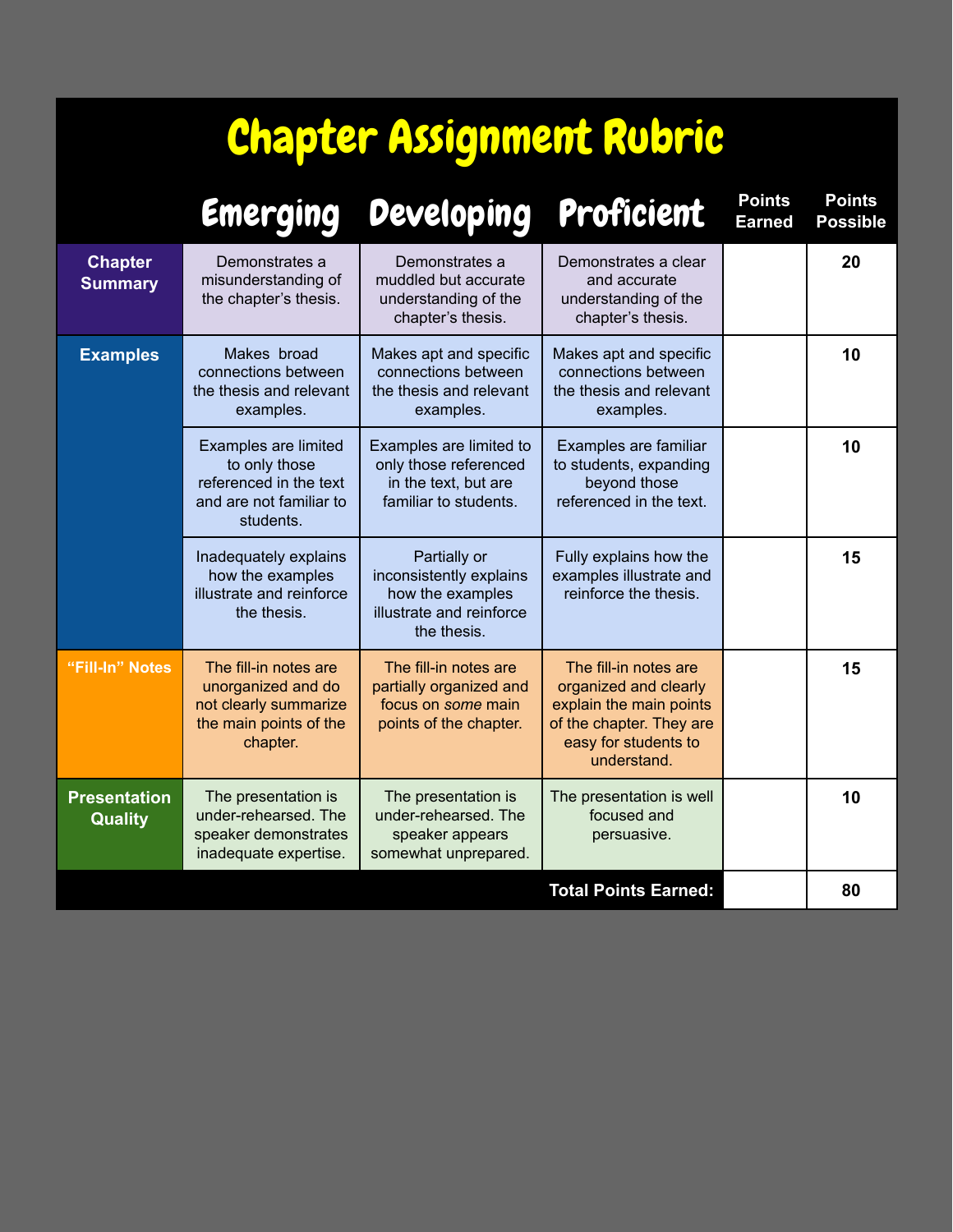# Chapter Assignment Rubric

| | Emerging | Developing | Proficient | Points Earned | Points Possible |
|---|---|---|---|---|---|
| **Chapter Summary** | Demonstrates a misunderstanding of the chapter's thesis. | Demonstrates a muddled but accurate understanding of the chapter's thesis. | Demonstrates a clear and accurate understanding of the chapter's thesis. | | **20** |
| **Examples** | Makes broad connections between the thesis and relevant examples. | Makes apt and specific connections between the thesis and relevant examples. | Makes apt and specific connections between the thesis and relevant examples. | | **10** |
| | Examples are limited to only those referenced in the text and are not familiar to students. | Examples are limited to only those referenced in the text, but are familiar to students. | Examples are familiar to students, expanding beyond those referenced in the text. | | **10** |
| | Inadequately explains how the examples illustrate and reinforce the thesis. | Partially or inconsistently explains how the examples illustrate and reinforce the thesis. | Fully explains how the examples illustrate and reinforce the thesis. | | **15** |
| **"Fill-In" Notes** | The fill-in notes are unorganized and do not clearly summarize the main points of the chapter. | The fill-in notes are partially organized and focus on *some* main points of the chapter. | The fill-in notes are organized and clearly explain the main points of the chapter. They are easy for students to understand. | | **15** |
| **Presentation Quality** | The presentation is under-rehearsed. The speaker demonstrates inadequate expertise. | The presentation is under-rehearsed. The speaker appears somewhat unprepared. | The presentation is well focused and persuasive. | | **10** |
| | | | **Total Points Earned:** | | **80** |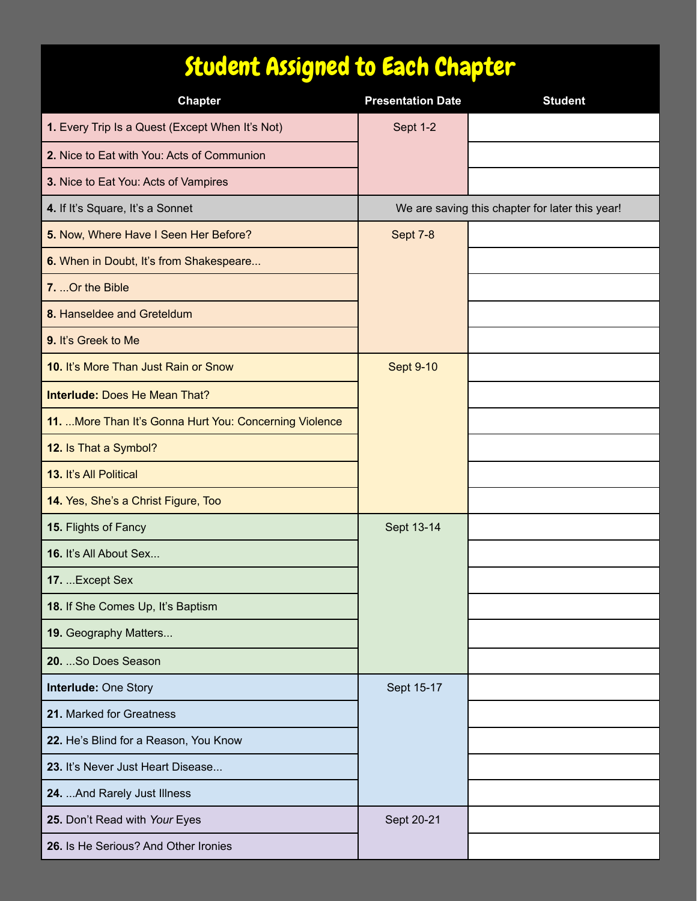# Student Assigned to Each Chapter

| Chapter | Presentation Date | Student |
|---|---|---|
| **1.** Every Trip Is a Quest (Except When It's Not) | Sept 1-2 | |
| **2.** Nice to Eat with You: Acts of Communion | | |
| **3.** Nice to Eat You: Acts of Vampires | | |
| **4.** If It's Square, It's a Sonnet | We are saving this chapter for later this year! | |
| **5.** Now, Where Have I Seen Her Before? | Sept 7-8 | |
| **6.** When in Doubt, It's from Shakespeare... | | |
| **7.** ...Or the Bible | | |
| **8.** Hanseldee and Greteldum | | |
| **9.** It's Greek to Me | | |
| **10.** It's More Than Just Rain or Snow | Sept 9-10 | |
| **Interlude:** Does He Mean That? | | |
| **11.** ...More Than It's Gonna Hurt You: Concerning Violence | | |
| **12.** Is That a Symbol? | | |
| **13.** It's All Political | | |
| **14.** Yes, She's a Christ Figure, Too | | |
| **15.** Flights of Fancy | Sept 13-14 | |
| **16.** It's All About Sex... | | |
| **17.** ...Except Sex | | |
| **18.** If She Comes Up, It's Baptism | | |
| **19.** Geography Matters... | | |
| **20.** ...So Does Season | | |
| **Interlude:** One Story | Sept 15-17 | |
| **21.** Marked for Greatness | | |
| **22.** He's Blind for a Reason, You Know | | |
| **23.** It's Never Just Heart Disease... | | |
| **24.** ...And Rarely Just Illness | | |
| **25.** Don't Read with *Your* Eyes | Sept 20-21 | |
| **26.** Is He Serious? And Other Ironies | | |